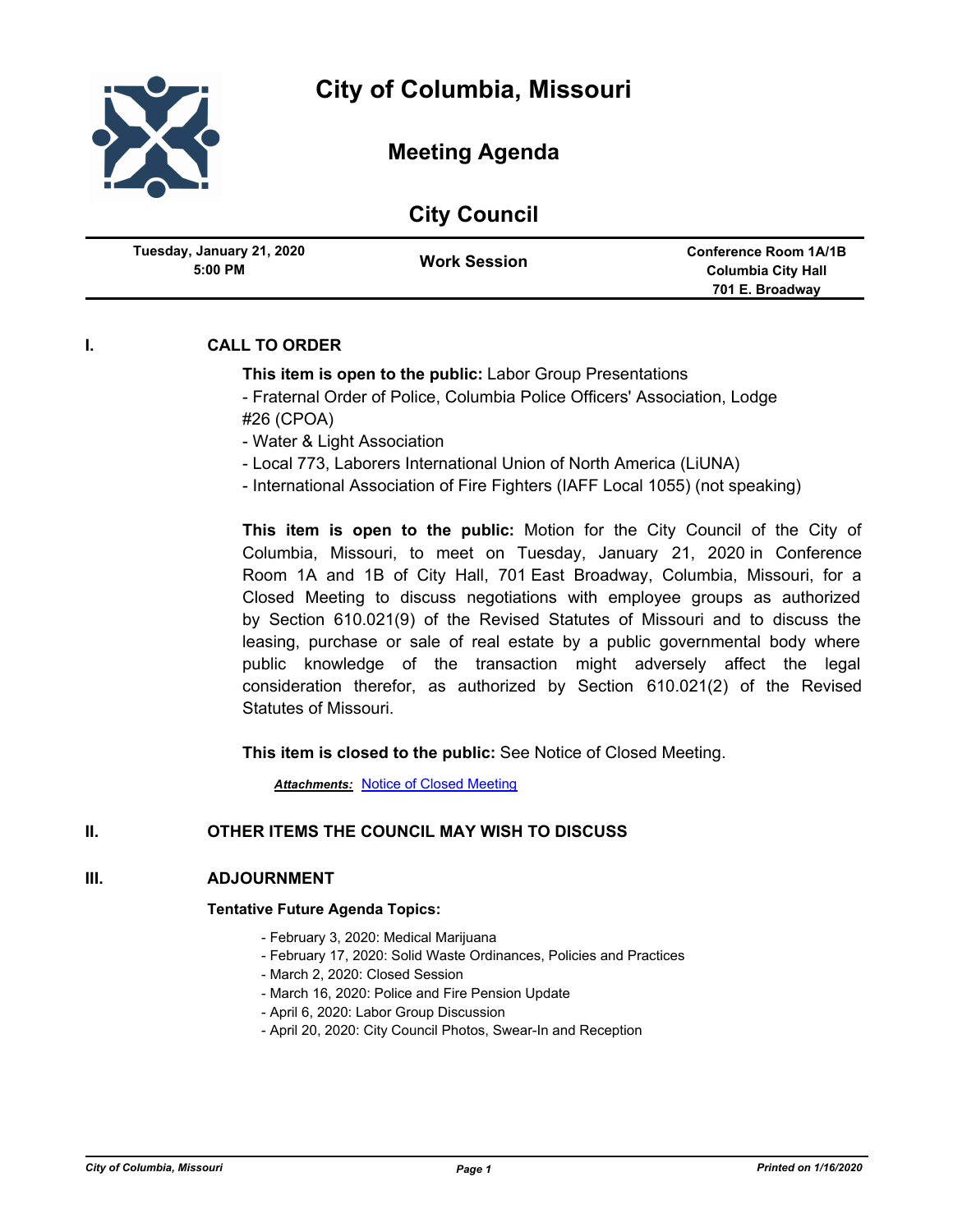# City of Columbia, Missouri

## Meeting Agenda

## City Council

| Tuesday, January 21, 2020 5:00 PM | Work Session | Conference Room 1A/1B Columbia City Hall 701 E. Broadway |
|---|---|---|

## I. CALL TO ORDER

**This item is open to the public:** Labor Group Presentations

- Fraternal Order of Police, Columbia Police Officers' Association, Lodge #26 (CPOA)
- Water & Light Association
- Local 773, Laborers International Union of North America (LiUNA)
- International Association of Fire Fighters (IAFF Local 1055) (not speaking)

**This item is open to the public:** Motion for the City Council of the City of Columbia, Missouri, to meet on Tuesday, January 21, 2020 in Conference Room 1A and 1B of City Hall, 701 East Broadway, Columbia, Missouri, for a Closed Meeting to discuss negotiations with employee groups as authorized by Section 610.021(9) of the Revised Statutes of Missouri and to discuss the leasing, purchase or sale of real estate by a public governmental body where public knowledge of the transaction might adversely affect the legal consideration therefor, as authorized by Section 610.021(2) of the Revised Statutes of Missouri.

**This item is closed to the public:** See Notice of Closed Meeting.

***Attachments:*** Notice of Closed Meeting

## II. OTHER ITEMS THE COUNCIL MAY WISH TO DISCUSS

## III. ADJOURNMENT

**Tentative Future Agenda Topics:**

- February 3, 2020: Medical Marijuana
- February 17, 2020: Solid Waste Ordinances, Policies and Practices
- March 2, 2020: Closed Session
- March 16, 2020: Police and Fire Pension Update
- April 6, 2020: Labor Group Discussion
- April 20, 2020: City Council Photos, Swear-In and Reception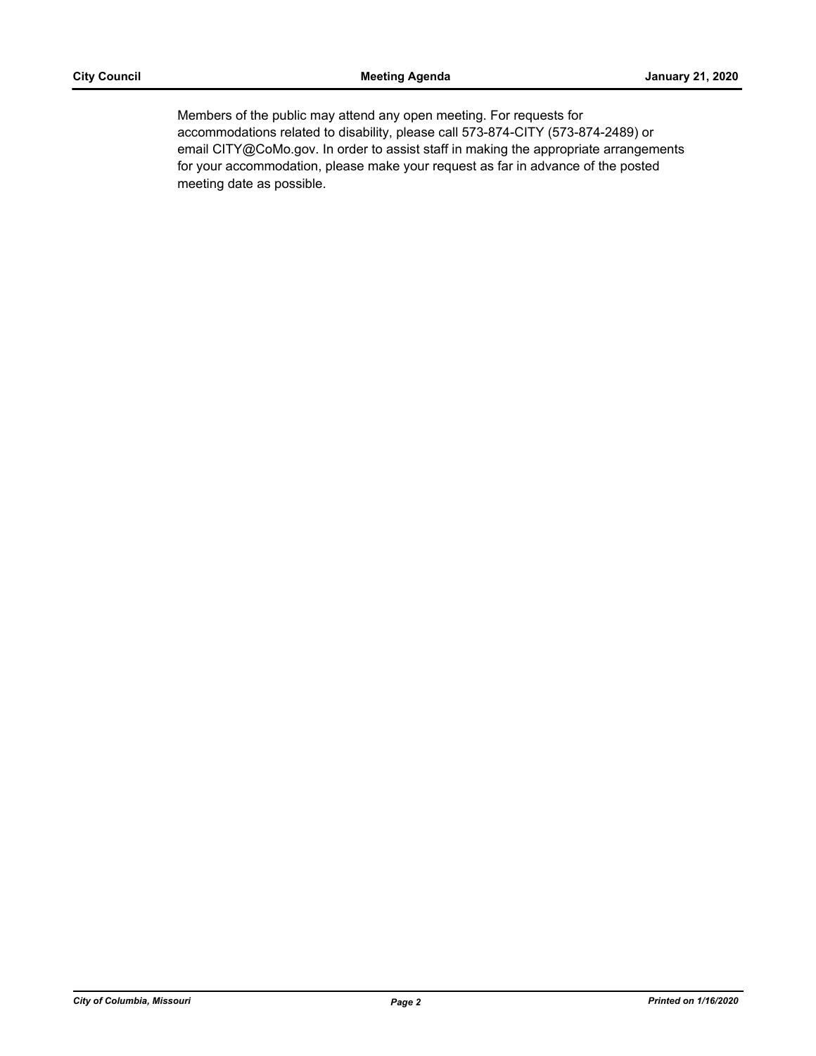Members of the public may attend any open meeting. For requests for accommodations related to disability, please call 573-874-CITY (573-874-2489) or email CITY@CoMo.gov. In order to assist staff in making the appropriate arrangements for your accommodation, please make your request as far in advance of the posted meeting date as possible.